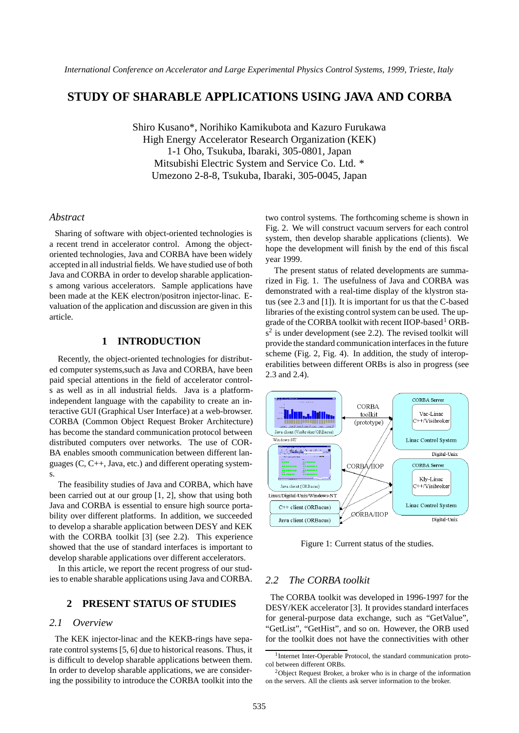# STUDY OF SHARABLE APPLICATIONS USING JAVA AND CORBA

Shiro Kusano*, Norihiko Kamikubota and Kazuro Furukawa
High Energy Accelerator Research Organization (KEK)
1-1 Oho, Tsukuba, Ibaraki, 305-0801, Japan
Mitsubishi Electric System and Service Co. Ltd. *
Umezono 2-8-8, Tsukuba, Ibaraki, 305-0045, Japan

### *Abstract*

Sharing of software with object-oriented technologies is a recent trend in accelerator control. Among the object-oriented technologies, Java and CORBA have been widely accepted in all industrial fields. We have studied use of both Java and CORBA in order to develop sharable applications among various accelerators. Sample applications have been made at the KEK electron/positron injector-linac. Evaluation of the application and discussion are given in this article.

## 1 INTRODUCTION

Recently, the object-oriented technologies for distributed computer systems,such as Java and CORBA, have been paid special attentions in the field of accelerator controls as well as in all industrial fields. Java is a platform-independent language with the capability to create an interactive GUI (Graphical User Interface) at a web-browser. CORBA (Common Object Request Broker Architecture) has become the standard communication protocol between distributed computers over networks. The use of CORBA enables smooth communication between different languages (C, C++, Java, etc.) and different operating systems.

The feasibility studies of Java and CORBA, which have been carried out at our group [1, 2], show that using both Java and CORBA is essential to ensure high source portability over different platforms. In addition, we succeeded to develop a sharable application between DESY and KEK with the CORBA toolkit [3] (see 2.2). This experience showed that the use of standard interfaces is important to develop sharable applications over different accelerators.

In this article, we report the recent progress of our studies to enable sharable applications using Java and CORBA.

## 2 PRESENT STATUS OF STUDIES

### *2.1 Overview*

The KEK injector-linac and the KEKB-rings have separate control systems [5, 6] due to historical reasons. Thus, it is difficult to develop sharable applications between them. In order to develop sharable applications, we are considering the possibility to introduce the CORBA toolkit into the two control systems. The forthcoming scheme is shown in Fig. 2. We will construct vacuum servers for each control system, then develop sharable applications (clients). We hope the development will finish by the end of this fiscal year 1999.

The present status of related developments are summarized in Fig. 1. The usefulness of Java and CORBA was demonstrated with a real-time display of the klystron status (see 2.3 and [1]). It is important for us that the C-based libraries of the existing control system can be used. The upgrade of the CORBA toolkit with recent IIOP-based[1] ORBs[2] is under development (see 2.2). The revised toolkit will provide the standard communication interfaces in the future scheme (Fig. 2, Fig. 4). In addition, the study of interoperabilities between different ORBs is also in progress (see 2.3 and 2.4).

Figure 1: Current status of the studies.

### *2.2 The CORBA toolkit*

The CORBA toolkit was developed in 1996-1997 for the DESY/KEK accelerator [3]. It provides standard interfaces for general-purpose data exchange, such as "GetValue", "GetList", "GetHist", and so on. However, the ORB used for the toolkit does not have the connectivities with other

[1] Internet Inter-Operable Protocol, the standard communication protocol between different ORBs.

[2] Object Request Broker, a broker who is in charge of the information on the servers. All the clients ask server information to the broker.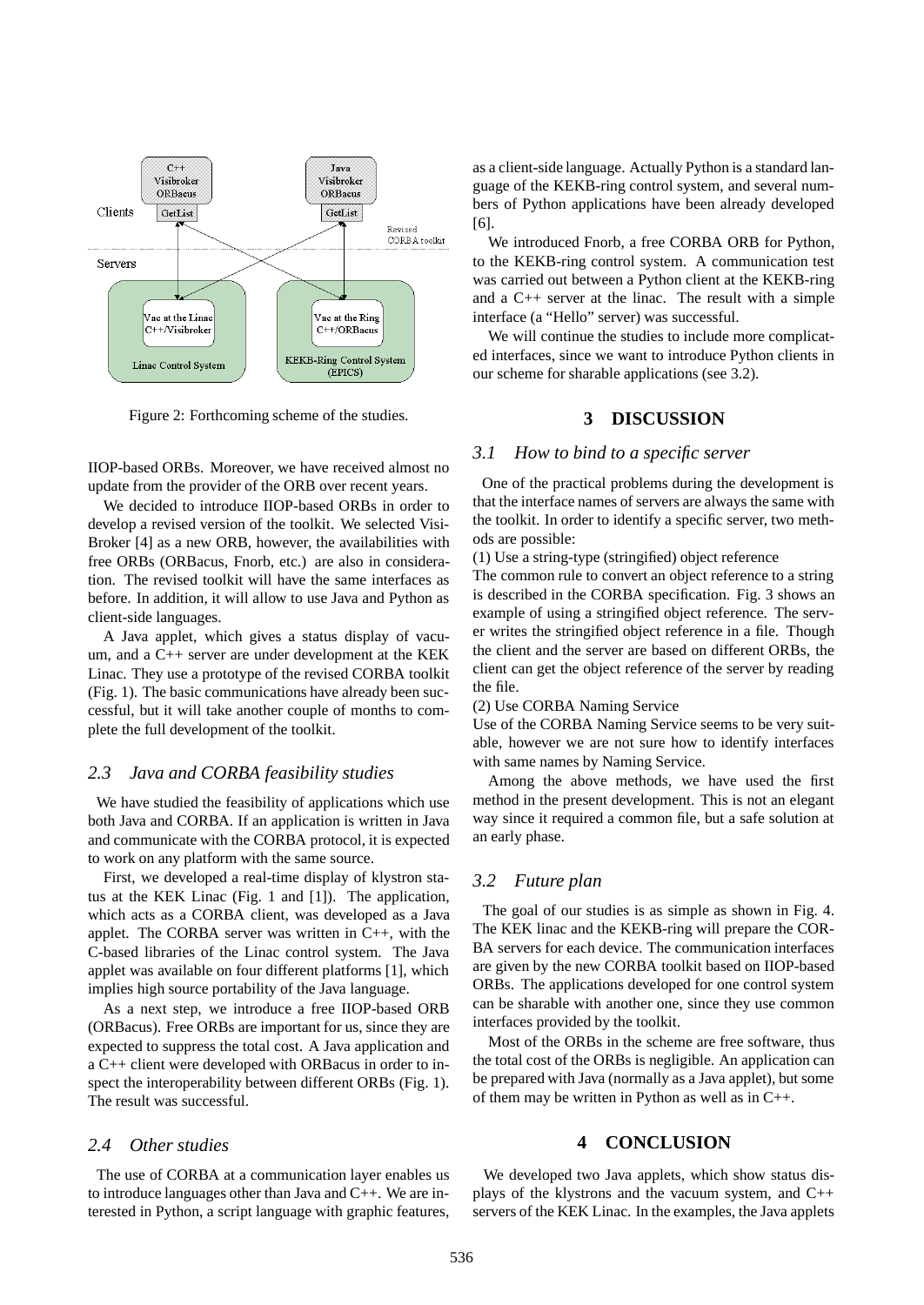Figure 2: Forthcoming scheme of the studies.

IIOP-based ORBs. Moreover, we have received almost no update from the provider of the ORB over recent years.

We decided to introduce IIOP-based ORBs in order to develop a revised version of the toolkit. We selected VisiBroker [4] as a new ORB, however, the availabilities with free ORBs (ORBacus, Fnorb, etc.) are also in consideration. The revised toolkit will have the same interfaces as before. In addition, it will allow to use Java and Python as client-side languages.

A Java applet, which gives a status display of vacuum, and a C++ server are under development at the KEK Linac. They use a prototype of the revised CORBA toolkit (Fig. 1). The basic communications have already been successful, but it will take another couple of months to complete the full development of the toolkit.

### 2.3 Java and CORBA feasibility studies

We have studied the feasibility of applications which use both Java and CORBA. If an application is written in Java and communicate with the CORBA protocol, it is expected to work on any platform with the same source.

First, we developed a real-time display of klystron status at the KEK Linac (Fig. 1 and [1]). The application, which acts as a CORBA client, was developed as a Java applet. The CORBA server was written in C++, with the C-based libraries of the Linac control system. The Java applet was available on four different platforms [1], which implies high source portability of the Java language.

As a next step, we introduce a free IIOP-based ORB (ORBacus). Free ORBs are important for us, since they are expected to suppress the total cost. A Java application and a C++ client were developed with ORBacus in order to inspect the interoperability between different ORBs (Fig. 1). The result was successful.

### 2.4 Other studies

The use of CORBA at a communication layer enables us to introduce languages other than Java and C++. We are interested in Python, a script language with graphic features, as a client-side language. Actually Python is a standard language of the KEKB-ring control system, and several numbers of Python applications have been already developed [6].

We introduced Fnorb, a free CORBA ORB for Python, to the KEKB-ring control system. A communication test was carried out between a Python client at the KEKB-ring and a C++ server at the linac. The result with a simple interface (a "Hello" server) was successful.

We will continue the studies to include more complicated interfaces, since we want to introduce Python clients in our scheme for sharable applications (see 3.2).

## 3 DISCUSSION

### 3.1 How to bind to a specific server

One of the practical problems during the development is that the interface names of servers are always the same with the toolkit. In order to identify a specific server, two methods are possible:

(1) Use a string-type (stringified) object reference

The common rule to convert an object reference to a string is described in the CORBA specification. Fig. 3 shows an example of using a stringified object reference. The server writes the stringified object reference in a file. Though the client and the server are based on different ORBs, the client can get the object reference of the server by reading the file.

(2) Use CORBA Naming Service

Use of the CORBA Naming Service seems to be very suitable, however we are not sure how to identify interfaces with same names by Naming Service.

Among the above methods, we have used the first method in the present development. This is not an elegant way since it required a common file, but a safe solution at an early phase.

### 3.2 Future plan

The goal of our studies is as simple as shown in Fig. 4. The KEK linac and the KEKB-ring will prepare the CORBA servers for each device. The communication interfaces are given by the new CORBA toolkit based on IIOP-based ORBs. The applications developed for one control system can be sharable with another one, since they use common interfaces provided by the toolkit.

Most of the ORBs in the scheme are free software, thus the total cost of the ORBs is negligible. An application can be prepared with Java (normally as a Java applet), but some of them may be written in Python as well as in C++.

## 4 CONCLUSION

We developed two Java applets, which show status displays of the klystrons and the vacuum system, and C++ servers of the KEK Linac. In the examples, the Java applets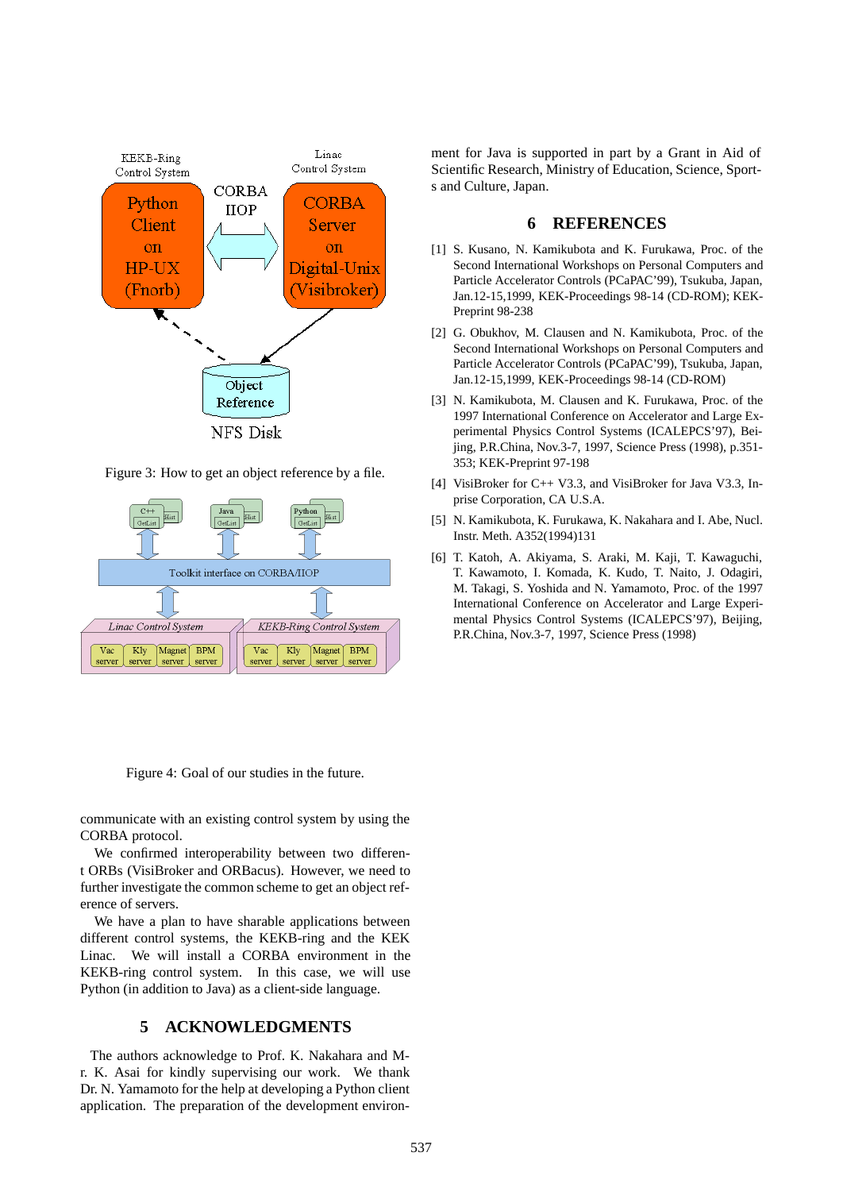KEKB-Ring Control System

Linac Control System

CORBA IIOP

Python Client on HP-UX (Fnorb)

CORBA Server on Digital-Unix (Visibroker)

Object Reference

NFS Disk

Figure 3: How to get an object reference by a file.

C++ GetList Hist

Java GetList Hist

Python GetList Hist

Toolkit interface on CORBA/IIOP

Linac Control System

KEKB-Ring Control System

Vac server Kly server Magnet server BPM server

Vac server Kly server Magnet server BPM server

Figure 4: Goal of our studies in the future.

communicate with an existing control system by using the CORBA protocol.

We confirmed interoperability between two different ORBs (VisiBroker and ORBacus). However, we need to further investigate the common scheme to get an object reference of servers.

We have a plan to have sharable applications between different control systems, the KEKB-ring and the KEK Linac. We will install a CORBA environment in the KEKB-ring control system. In this case, we will use Python (in addition to Java) as a client-side language.

## 5 ACKNOWLEDGMENTS

The authors acknowledge to Prof. K. Nakahara and Mr. K. Asai for kindly supervising our work. We thank Dr. N. Yamamoto for the help at developing a Python client application. The preparation of the development environment for Java is supported in part by a Grant in Aid of Scientific Research, Ministry of Education, Science, Sports and Culture, Japan.

## 6 REFERENCES

[1] S. Kusano, N. Kamikubota and K. Furukawa, Proc. of the Second International Workshops on Personal Computers and Particle Accelerator Controls (PCaPAC'99), Tsukuba, Japan, Jan.12-15,1999, KEK-Proceedings 98-14 (CD-ROM); KEK-Preprint 98-238

[2] G. Obukhov, M. Clausen and N. Kamikubota, Proc. of the Second International Workshops on Personal Computers and Particle Accelerator Controls (PCaPAC'99), Tsukuba, Japan, Jan.12-15,1999, KEK-Proceedings 98-14 (CD-ROM)

[3] N. Kamikubota, M. Clausen and K. Furukawa, Proc. of the 1997 International Conference on Accelerator and Large Experimental Physics Control Systems (ICALEPCS'97), Beijing, P.R.China, Nov.3-7, 1997, Science Press (1998), p.351-353; KEK-Preprint 97-198

[4] VisiBroker for C++ V3.3, and VisiBroker for Java V3.3, Inprise Corporation, CA U.S.A.

[5] N. Kamikubota, K. Furukawa, K. Nakahara and I. Abe, Nucl. Instr. Meth. A352(1994)131

[6] T. Katoh, A. Akiyama, S. Araki, M. Kaji, T. Kawaguchi, T. Kawamoto, I. Komada, K. Kudo, T. Naito, J. Odagiri, M. Takagi, S. Yoshida and N. Yamamoto, Proc. of the 1997 International Conference on Accelerator and Large Experimental Physics Control Systems (ICALEPCS'97), Beijing, P.R.China, Nov.3-7, 1997, Science Press (1998)